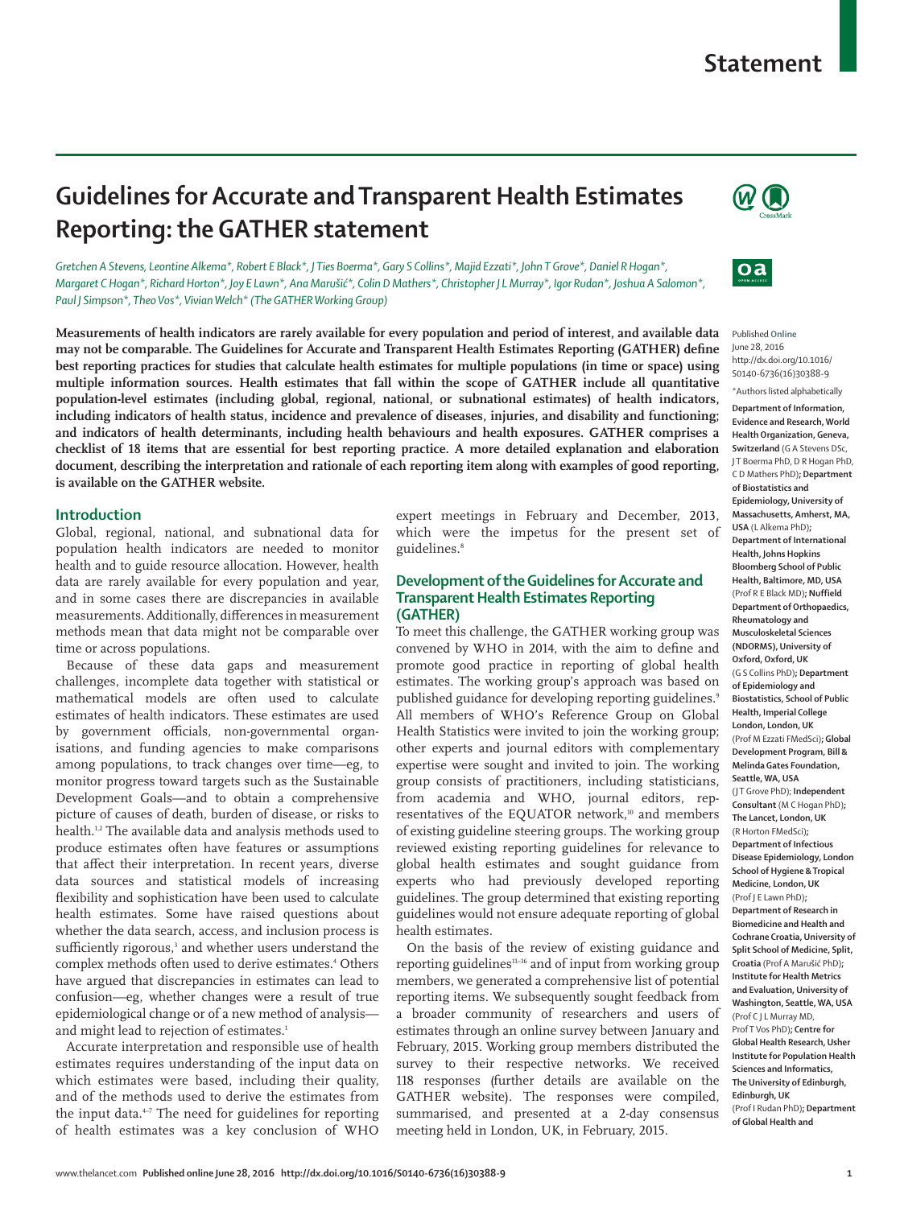# Guidelines for Accurate and Transparent Health Estimates Reporting: the GATHER statement

*Gretchen A Stevens, Leontine Alkema\*, Robert E Black\*, J Ties Boerma\*, Gary S Collins\*, Majid Ezzati\*, John T Grove\*, Daniel R Hogan\*, Margaret C Hogan\*, Richard Horton\*, Joy E Lawn\*, Ana Marušić\*, Colin D Mathers\*, Christopher J L Murray\*, Igor Rudan\*, Joshua A Salomon\*, Paul J Simpson\*, Theo Vos\*, Vivian Welch\* (The GATHER Working Group)*

**Measurements of health indicators are rarely available for every population and period of interest, and available data may not be comparable. The Guidelines for Accurate and Transparent Health Estimates Reporting (GATHER) define best reporting practices for studies that calculate health estimates for multiple populations (in time or space) using multiple information sources. Health estimates that fall within the scope of GATHER include all quantitative population-level estimates (including global, regional, national, or subnational estimates) of health indicators, including indicators of health status, incidence and prevalence of diseases, injuries, and disability and functioning; and indicators of health determinants, including health behaviours and health exposures. GATHER comprises a checklist of 18 items that are essential for best reporting practice. A more detailed explanation and elaboration document, describing the interpretation and rationale of each reporting item along with examples of good reporting, is available on the GATHER website.**

Published Online June 28, 2016 http://dx.doi.org/10.1016/S0140-6736(16)30388-9

\*Authors listed alphabetically

**Department of Information, Evidence and Research, World Health Organization, Geneva, Switzerland** (G A Stevens DSc, J T Boerma PhD, D R Hogan PhD, C D Mathers PhD)**; Department of Biostatistics and Epidemiology, University of Massachusetts, Amherst, MA, USA** (L Alkema PhD)**; Department of International Health, Johns Hopkins Bloomberg School of Public Health, Baltimore, MD, USA** (Prof R E Black MD)**; Nuffield Department of Orthopaedics, Rheumatology and Musculoskeletal Sciences (NDORMS), University of Oxford, Oxford, UK** (G S Collins PhD)**; Department of Epidemiology and Biostatistics, School of Public Health, Imperial College London, London, UK** (Prof M Ezzati FMedSci)**; Global Development Program, Bill & Melinda Gates Foundation, Seattle, WA, USA** (J T Grove PhD)**; Independent Consultant** (M C Hogan PhD)**; The Lancet, London, UK** (R Horton FMedSci)**; Department of Infectious Disease Epidemiology, London School of Hygiene & Tropical Medicine, London, UK** (Prof J E Lawn PhD)**; Department of Research in Biomedicine and Health and Cochrane Croatia, University of Split School of Medicine, Split, Croatia** (Prof A Marušić PhD)**; Institute for Health Metrics and Evaluation, University of Washington, Seattle, WA, USA** (Prof C J L Murray MD, Prof T Vos PhD)**; Centre for Global Health Research, Usher Institute for Population Health Sciences and Informatics, The University of Edinburgh, Edinburgh, UK** (Prof I Rudan PhD)**; Department of Global Health and**

## Introduction

Global, regional, national, and subnational data for population health indicators are needed to monitor health and to guide resource allocation. However, health data are rarely available for every population and year, and in some cases there are discrepancies in available measurements. Additionally, differences in measurement methods mean that data might not be comparable over time or across populations.

Because of these data gaps and measurement challenges, incomplete data together with statistical or mathematical models are often used to calculate estimates of health indicators. These estimates are used by government officials, non-governmental organisations, and funding agencies to make comparisons among populations, to track changes over time—eg, to monitor progress toward targets such as the Sustainable Development Goals—and to obtain a comprehensive picture of causes of death, burden of disease, or risks to health.[1,2] The available data and analysis methods used to produce estimates often have features or assumptions that affect their interpretation. In recent years, diverse data sources and statistical models of increasing flexibility and sophistication have been used to calculate health estimates. Some have raised questions about whether the data search, access, and inclusion process is sufficiently rigorous,[3] and whether users understand the complex methods often used to derive estimates.[4] Others have argued that discrepancies in estimates can lead to confusion—eg, whether changes were a result of true epidemiological change or of a new method of analysis—and might lead to rejection of estimates.[1]

Accurate interpretation and responsible use of health estimates requires understanding of the input data on which estimates were based, including their quality, and of the methods used to derive the estimates from the input data.[4–7] The need for guidelines for reporting of health estimates was a key conclusion of WHO expert meetings in February and December, 2013, which were the impetus for the present set of guidelines.[8]

## Development of the Guidelines for Accurate and Transparent Health Estimates Reporting (GATHER)

To meet this challenge, the GATHER working group was convened by WHO in 2014, with the aim to define and promote good practice in reporting of global health estimates. The working group's approach was based on published guidance for developing reporting guidelines.[9] All members of WHO's Reference Group on Global Health Statistics were invited to join the working group; other experts and journal editors with complementary expertise were sought and invited to join. The working group consists of practitioners, including statisticians, from academia and WHO, journal editors, representatives of the EQUATOR network,[10] and members of existing guideline steering groups. The working group reviewed existing reporting guidelines for relevance to global health estimates and sought guidance from experts who had previously developed reporting guidelines. The group determined that existing reporting guidelines would not ensure adequate reporting of global health estimates.

On the basis of the review of existing guidance and reporting guidelines[11–16] and of input from working group members, we generated a comprehensive list of potential reporting items. We subsequently sought feedback from a broader community of researchers and users of estimates through an online survey between January and February, 2015. Working group members distributed the survey to their respective networks. We received 118 responses (further details are available on the GATHER website). The responses were compiled, summarised, and presented at a 2-day consensus meeting held in London, UK, in February, 2015.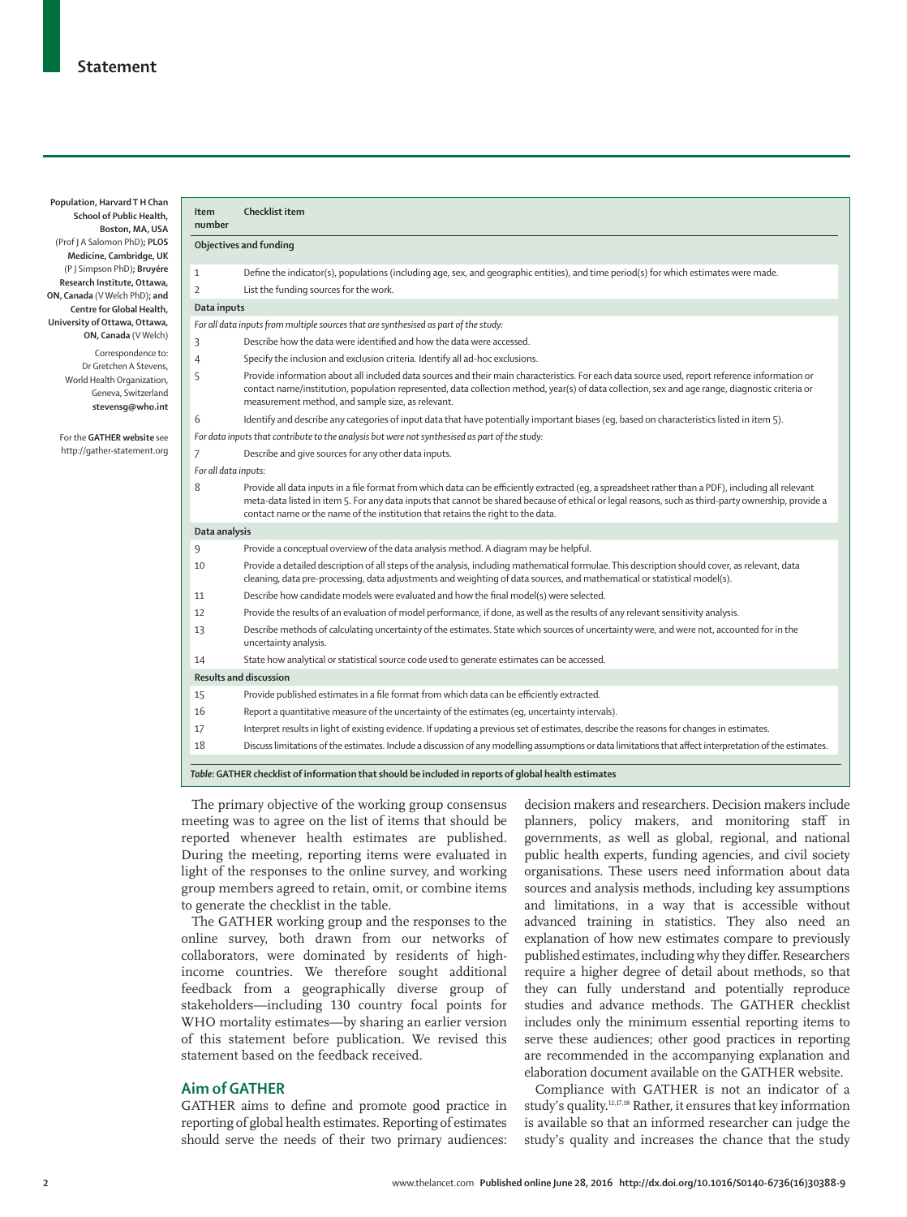Population, Harvard T H Chan School of Public Health, Boston, MA, USA (Prof J A Salomon PhD); PLOS Medicine, Cambridge, UK (P J Simpson PhD); Bruyére Research Institute, Ottawa, ON, Canada (V Welch PhD); and Centre for Global Health, University of Ottawa, Ottawa, ON, Canada (V Welch)

Correspondence to: Dr Gretchen A Stevens, World Health Organization, Geneva, Switzerland stevensg@who.int

For the GATHER website see http://gather-statement.org

| Item number | Checklist item |
|---|---|
| **Objectives and funding** | |
| 1 | Define the indicator(s), populations (including age, sex, and geographic entities), and time period(s) for which estimates were made. |
| 2 | List the funding sources for the work. |
| **Data inputs** | |
| *For all data inputs from multiple sources that are synthesised as part of the study:* | |
| 3 | Describe how the data were identified and how the data were accessed. |
| 4 | Specify the inclusion and exclusion criteria. Identify all ad-hoc exclusions. |
| 5 | Provide information about all included data sources and their main characteristics. For each data source used, report reference information or contact name/institution, population represented, data collection method, year(s) of data collection, sex and age range, diagnostic criteria or measurement method, and sample size, as relevant. |
| 6 | Identify and describe any categories of input data that have potentially important biases (eg, based on characteristics listed in item 5). |
| *For data inputs that contribute to the analysis but were not synthesised as part of the study:* | |
| 7 | Describe and give sources for any other data inputs. |
| *For all data inputs:* | |
| 8 | Provide all data inputs in a file format from which data can be efficiently extracted (eg, a spreadsheet rather than a PDF), including all relevant meta-data listed in item 5. For any data inputs that cannot be shared because of ethical or legal reasons, such as third-party ownership, provide a contact name or the name of the institution that retains the right to the data. |
| **Data analysis** | |
| 9 | Provide a conceptual overview of the data analysis method. A diagram may be helpful. |
| 10 | Provide a detailed description of all steps of the analysis, including mathematical formulae. This description should cover, as relevant, data cleaning, data pre-processing, data adjustments and weighting of data sources, and mathematical or statistical model(s). |
| 11 | Describe how candidate models were evaluated and how the final model(s) were selected. |
| 12 | Provide the results of an evaluation of model performance, if done, as well as the results of any relevant sensitivity analysis. |
| 13 | Describe methods of calculating uncertainty of the estimates. State which sources of uncertainty were, and were not, accounted for in the uncertainty analysis. |
| 14 | State how analytical or statistical source code used to generate estimates can be accessed. |
| **Results and discussion** | |
| 15 | Provide published estimates in a file format from which data can be efficiently extracted. |
| 16 | Report a quantitative measure of the uncertainty of the estimates (eg, uncertainty intervals). |
| 17 | Interpret results in light of existing evidence. If updating a previous set of estimates, describe the reasons for changes in estimates. |
| 18 | Discuss limitations of the estimates. Include a discussion of any modelling assumptions or data limitations that affect interpretation of the estimates. |

*Table:* **GATHER checklist of information that should be included in reports of global health estimates**

The primary objective of the working group consensus meeting was to agree on the list of items that should be reported whenever health estimates are published. During the meeting, reporting items were evaluated in light of the responses to the online survey, and working group members agreed to retain, omit, or combine items to generate the checklist in the table.

The GATHER working group and the responses to the online survey, both drawn from our networks of collaborators, were dominated by residents of high-income countries. We therefore sought additional feedback from a geographically diverse group of stakeholders—including 130 country focal points for WHO mortality estimates—by sharing an earlier version of this statement before publication. We revised this statement based on the feedback received.

## Aim of GATHER

GATHER aims to define and promote good practice in reporting of global health estimates. Reporting of estimates should serve the needs of their two primary audiences: decision makers and researchers. Decision makers include planners, policy makers, and monitoring staff in governments, as well as global, regional, and national public health experts, funding agencies, and civil society organisations. These users need information about data sources and analysis methods, including key assumptions and limitations, in a way that is accessible without advanced training in statistics. They also need an explanation of how new estimates compare to previously published estimates, including why they differ. Researchers require a higher degree of detail about methods, so that they can fully understand and potentially reproduce studies and advance methods. The GATHER checklist includes only the minimum essential reporting items to serve these audiences; other good practices in reporting are recommended in the accompanying explanation and elaboration document available on the GATHER website.

Compliance with GATHER is not an indicator of a study's quality.[12,17,18] Rather, it ensures that key information is available so that an informed researcher can judge the study's quality and increases the chance that the study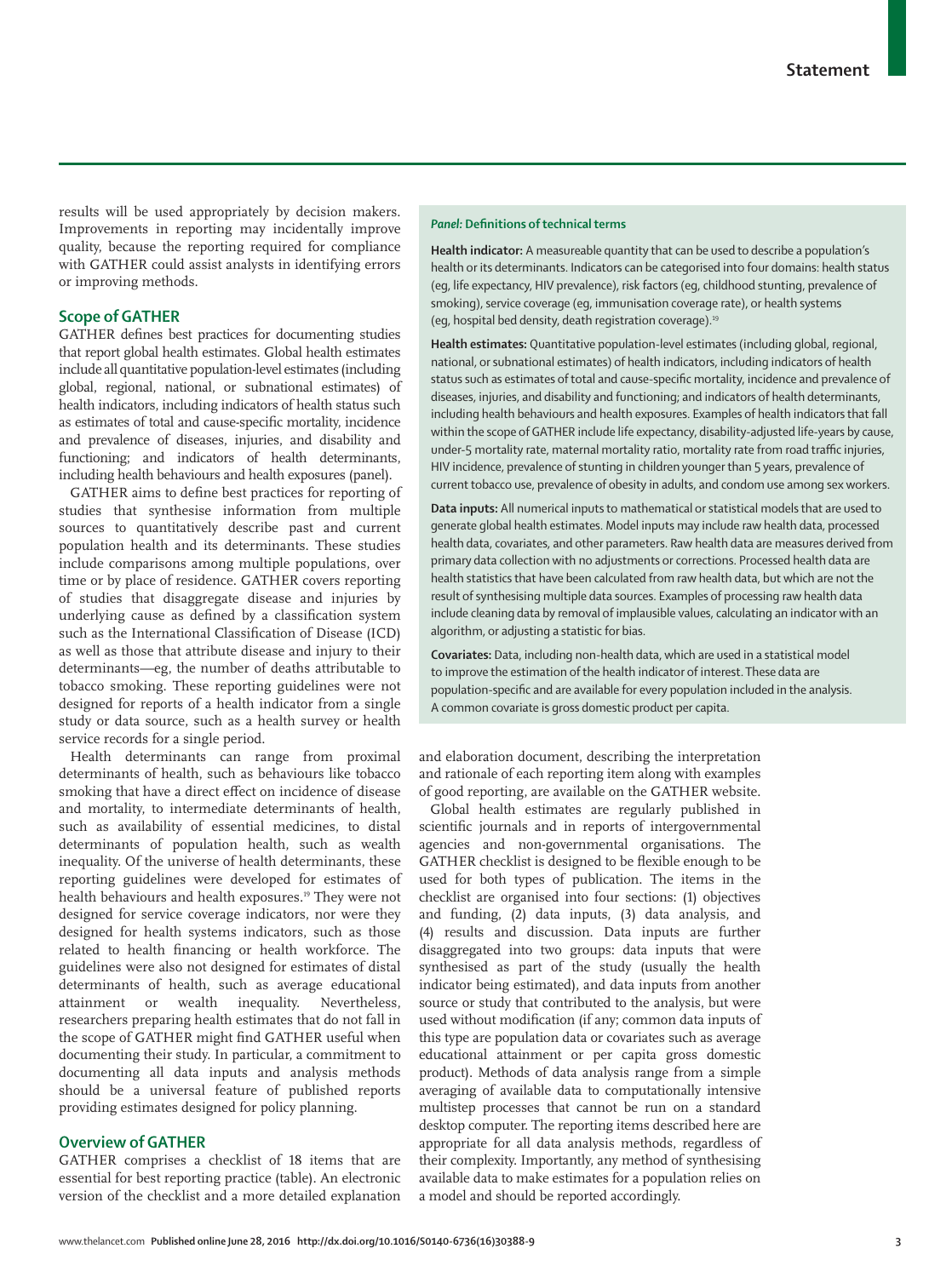results will be used appropriately by decision makers. Improvements in reporting may incidentally improve quality, because the reporting required for compliance with GATHER could assist analysts in identifying errors or improving methods.

## Scope of GATHER

GATHER defines best practices for documenting studies that report global health estimates. Global health estimates include all quantitative population-level estimates (including global, regional, national, or subnational estimates) of health indicators, including indicators of health status such as estimates of total and cause-specific mortality, incidence and prevalence of diseases, injuries, and disability and functioning; and indicators of health determinants, including health behaviours and health exposures (panel).

GATHER aims to define best practices for reporting of studies that synthesise information from multiple sources to quantitatively describe past and current population health and its determinants. These studies include comparisons among multiple populations, over time or by place of residence. GATHER covers reporting of studies that disaggregate disease and injuries by underlying cause as defined by a classification system such as the International Classification of Disease (ICD) as well as those that attribute disease and injury to their determinants—eg, the number of deaths attributable to tobacco smoking. These reporting guidelines were not designed for reports of a health indicator from a single study or data source, such as a health survey or health service records for a single period.

Health determinants can range from proximal determinants of health, such as behaviours like tobacco smoking that have a direct effect on incidence of disease and mortality, to intermediate determinants of health, such as availability of essential medicines, to distal determinants of population health, such as wealth inequality. Of the universe of health determinants, these reporting guidelines were developed for estimates of health behaviours and health exposures.[19] They were not designed for service coverage indicators, nor were they designed for health systems indicators, such as those related to health financing or health workforce. The guidelines were also not designed for estimates of distal determinants of health, such as average educational attainment or wealth inequality. Nevertheless, researchers preparing health estimates that do not fall in the scope of GATHER might find GATHER useful when documenting their study. In particular, a commitment to documenting all data inputs and analysis methods should be a universal feature of published reports providing estimates designed for policy planning.

## Overview of GATHER

GATHER comprises a checklist of 18 items that are essential for best reporting practice (table). An electronic version of the checklist and a more detailed explanation and elaboration document, describing the interpretation and rationale of each reporting item along with examples of good reporting, are available on the GATHER website.

Global health estimates are regularly published in scientific journals and in reports of intergovernmental agencies and non-governmental organisations. The GATHER checklist is designed to be flexible enough to be used for both types of publication. The items in the checklist are organised into four sections: (1) objectives and funding, (2) data inputs, (3) data analysis, and (4) results and discussion. Data inputs are further disaggregated into two groups: data inputs that were synthesised as part of the study (usually the health indicator being estimated), and data inputs from another source or study that contributed to the analysis, but were used without modification (if any; common data inputs of this type are population data or covariates such as average educational attainment or per capita gross domestic product). Methods of data analysis range from a simple averaging of available data to computationally intensive multistep processes that cannot be run on a standard desktop computer. The reporting items described here are appropriate for all data analysis methods, regardless of their complexity. Importantly, any method of synthesising available data to make estimates for a population relies on a model and should be reported accordingly.

### *Panel:* Definitions of technical terms

**Health indicator:** A measureable quantity that can be used to describe a population's health or its determinants. Indicators can be categorised into four domains: health status (eg, life expectancy, HIV prevalence), risk factors (eg, childhood stunting, prevalence of smoking), service coverage (eg, immunisation coverage rate), or health systems (eg, hospital bed density, death registration coverage).[19]

**Health estimates:** Quantitative population-level estimates (including global, regional, national, or subnational estimates) of health indicators, including indicators of health status such as estimates of total and cause-specific mortality, incidence and prevalence of diseases, injuries, and disability and functioning; and indicators of health determinants, including health behaviours and health exposures. Examples of health indicators that fall within the scope of GATHER include life expectancy, disability-adjusted life-years by cause, under-5 mortality rate, maternal mortality ratio, mortality rate from road traffic injuries, HIV incidence, prevalence of stunting in children younger than 5 years, prevalence of current tobacco use, prevalence of obesity in adults, and condom use among sex workers.

**Data inputs:** All numerical inputs to mathematical or statistical models that are used to generate global health estimates. Model inputs may include raw health data, processed health data, covariates, and other parameters. Raw health data are measures derived from primary data collection with no adjustments or corrections. Processed health data are health statistics that have been calculated from raw health data, but which are not the result of synthesising multiple data sources. Examples of processing raw health data include cleaning data by removal of implausible values, calculating an indicator with an algorithm, or adjusting a statistic for bias.

**Covariates:** Data, including non-health data, which are used in a statistical model to improve the estimation of the health indicator of interest. These data are population-specific and are available for every population included in the analysis. A common covariate is gross domestic product per capita.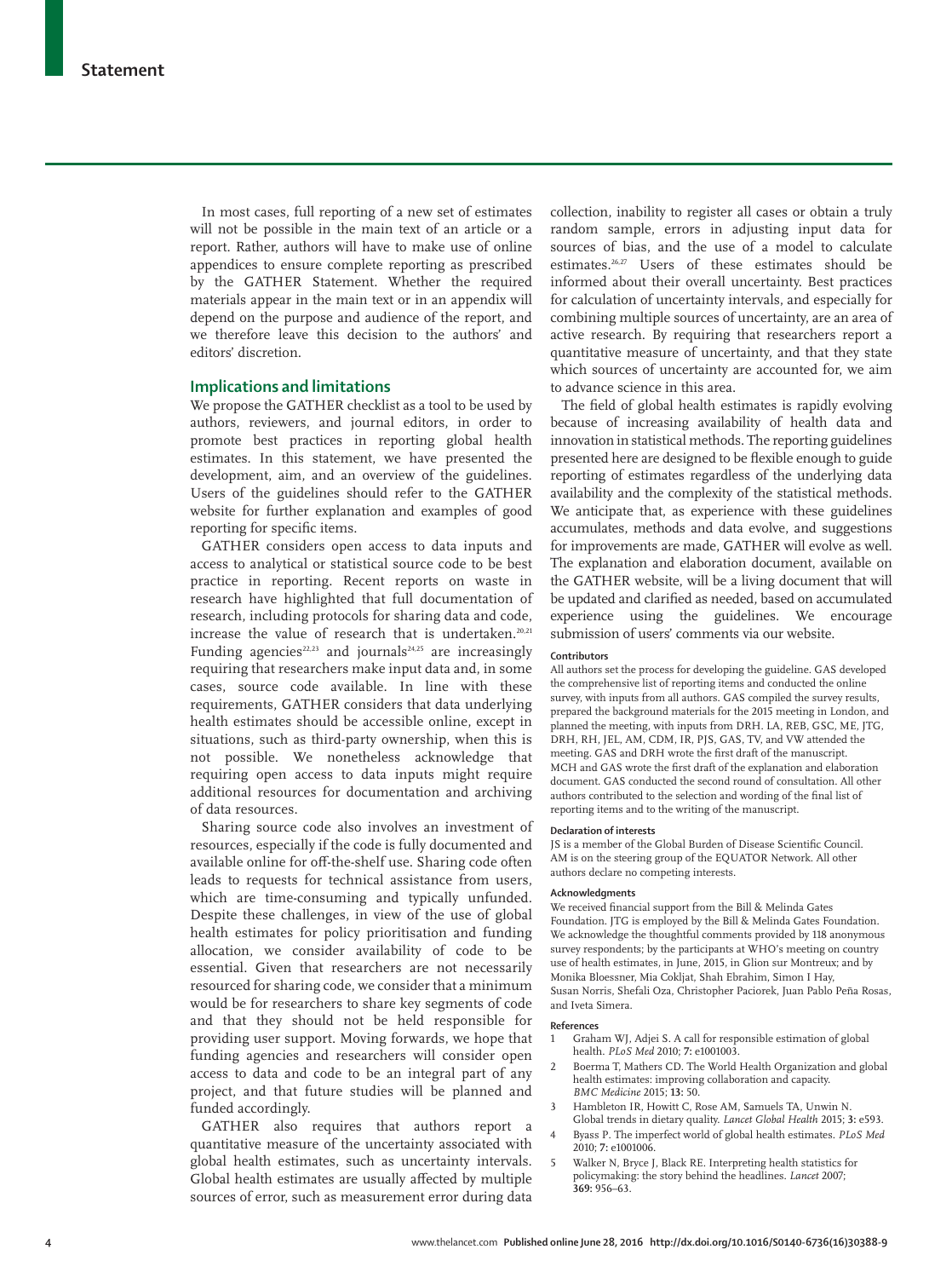In most cases, full reporting of a new set of estimates will not be possible in the main text of an article or a report. Rather, authors will have to make use of online appendices to ensure complete reporting as prescribed by the GATHER Statement. Whether the required materials appear in the main text or in an appendix will depend on the purpose and audience of the report, and we therefore leave this decision to the authors' and editors' discretion.

## Implications and limitations

We propose the GATHER checklist as a tool to be used by authors, reviewers, and journal editors, in order to promote best practices in reporting global health estimates. In this statement, we have presented the development, aim, and an overview of the guidelines. Users of the guidelines should refer to the GATHER website for further explanation and examples of good reporting for specific items.

GATHER considers open access to data inputs and access to analytical or statistical source code to be best practice in reporting. Recent reports on waste in research have highlighted that full documentation of research, including protocols for sharing data and code, increase the value of research that is undertaken.[20,21] Funding agencies[22,23] and journals[24,25] are increasingly requiring that researchers make input data and, in some cases, source code available. In line with these requirements, GATHER considers that data underlying health estimates should be accessible online, except in situations, such as third-party ownership, when this is not possible. We nonetheless acknowledge that requiring open access to data inputs might require additional resources for documentation and archiving of data resources.

Sharing source code also involves an investment of resources, especially if the code is fully documented and available online for off-the-shelf use. Sharing code often leads to requests for technical assistance from users, which are time-consuming and typically unfunded. Despite these challenges, in view of the use of global health estimates for policy prioritisation and funding allocation, we consider availability of code to be essential. Given that researchers are not necessarily resourced for sharing code, we consider that a minimum would be for researchers to share key segments of code and that they should not be held responsible for providing user support. Moving forwards, we hope that funding agencies and researchers will consider open access to data and code to be an integral part of any project, and that future studies will be planned and funded accordingly.

GATHER also requires that authors report a quantitative measure of the uncertainty associated with global health estimates, such as uncertainty intervals. Global health estimates are usually affected by multiple sources of error, such as measurement error during data collection, inability to register all cases or obtain a truly random sample, errors in adjusting input data for sources of bias, and the use of a model to calculate estimates.[26,27] Users of these estimates should be informed about their overall uncertainty. Best practices for calculation of uncertainty intervals, and especially for combining multiple sources of uncertainty, are an area of active research. By requiring that researchers report a quantitative measure of uncertainty, and that they state which sources of uncertainty are accounted for, we aim to advance science in this area.

The field of global health estimates is rapidly evolving because of increasing availability of health data and innovation in statistical methods. The reporting guidelines presented here are designed to be flexible enough to guide reporting of estimates regardless of the underlying data availability and the complexity of the statistical methods. We anticipate that, as experience with these guidelines accumulates, methods and data evolve, and suggestions for improvements are made, GATHER will evolve as well. The explanation and elaboration document, available on the GATHER website, will be a living document that will be updated and clarified as needed, based on accumulated experience using the guidelines. We encourage submission of users' comments via our website.

#### Contributors

All authors set the process for developing the guideline. GAS developed the comprehensive list of reporting items and conducted the online survey, with inputs from all authors. GAS compiled the survey results, prepared the background materials for the 2015 meeting in London, and planned the meeting, with inputs from DRH. LA, REB, GSC, ME, JTG, DRH, RH, JEL, AM, CDM, IR, PJS, GAS, TV, and VW attended the meeting. GAS and DRH wrote the first draft of the manuscript. MCH and GAS wrote the first draft of the explanation and elaboration document. GAS conducted the second round of consultation. All other authors contributed to the selection and wording of the final list of reporting items and to the writing of the manuscript.

#### Declaration of interests

JS is a member of the Global Burden of Disease Scientific Council. AM is on the steering group of the EQUATOR Network. All other authors declare no competing interests.

#### Acknowledgments

We received financial support from the Bill & Melinda Gates Foundation. JTG is employed by the Bill & Melinda Gates Foundation. We acknowledge the thoughtful comments provided by 118 anonymous survey respondents; by the participants at WHO's meeting on country use of health estimates, in June, 2015, in Glion sur Montreux; and by Monika Bloessner, Mia Cokljat, Shah Ebrahim, Simon I Hay, Susan Norris, Shefali Oza, Christopher Paciorek, Juan Pablo Peña Rosas, and Iveta Simera.

#### References

1. Graham WJ, Adjei S. A call for responsible estimation of global health. *PLoS Med* 2010; **7:** e1001003.
2. Boerma T, Mathers CD. The World Health Organization and global health estimates: improving collaboration and capacity. *BMC Medicine* 2015; **13:** 50.
3. Hambleton IR, Howitt C, Rose AM, Samuels TA, Unwin N. Global trends in dietary quality. *Lancet Global Health* 2015; **3:** e593.
4. Byass P. The imperfect world of global health estimates. *PLoS Med* 2010; **7:** e1001006.
5. Walker N, Bryce J, Black RE. Interpreting health statistics for policymaking: the story behind the headlines. *Lancet* 2007; **369:** 956–63.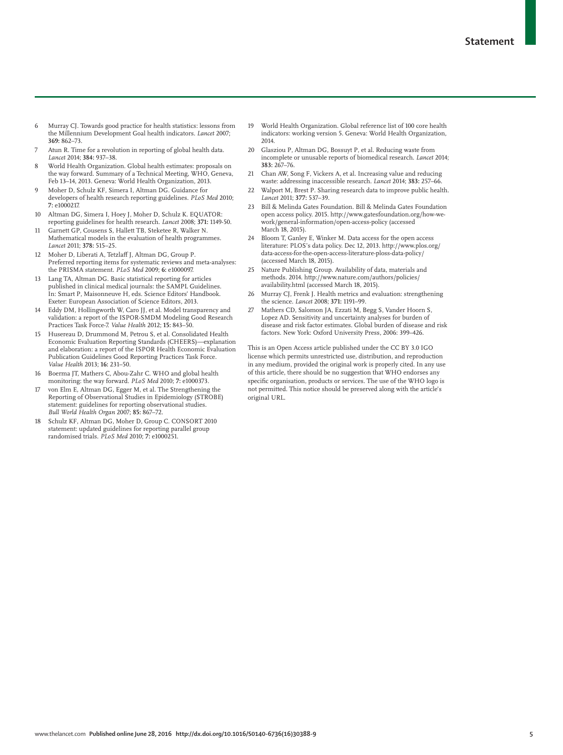6 Murray CJ. Towards good practice for health statistics: lessons from the Millennium Development Goal health indicators. *Lancet* 2007; **369:** 862–73.

7 Atun R. Time for a revolution in reporting of global health data. *Lancet* 2014; **384:** 937–38.

8 World Health Organization. Global health estimates: proposals on the way forward. Summary of a Technical Meeting, WHO, Geneva, Feb 13–14, 2013. Geneva: World Health Organization, 2013.

9 Moher D, Schulz KF, Simera I, Altman DG. Guidance for developers of health research reporting guidelines. *PLoS Med* 2010; **7:** e1000217.

10 Altman DG, Simera I, Hoey J, Moher D, Schulz K. EQUATOR: reporting guidelines for health research. *Lancet* 2008; **371:** 1149-50.

11 Garnett GP, Cousens S, Hallett TB, Steketee R, Walker N. Mathematical models in the evaluation of health programmes. *Lancet* 2011; **378:** 515–25.

12 Moher D, Liberati A, Tetzlaff J, Altman DG, Group P. Preferred reporting items for systematic reviews and meta-analyses: the PRISMA statement. *PLoS Med* 2009; **6:** e1000097.

13 Lang TA, Altman DG. Basic statistical reporting for articles published in clinical medical journals: the SAMPL Guidelines. In: Smart P, Maisonneuve H, eds. Science Editors' Handbook. Exeter: European Association of Science Editors, 2013.

14 Eddy DM, Hollingworth W, Caro JJ, et al. Model transparency and validation: a report of the ISPOR-SMDM Modeling Good Research Practices Task Force-7. *Value Health* 2012; **15:** 843–50.

15 Husereau D, Drummond M, Petrou S, et al. Consolidated Health Economic Evaluation Reporting Standards (CHEERS)—explanation and elaboration: a report of the ISPOR Health Economic Evaluation Publication Guidelines Good Reporting Practices Task Force. *Value Health* 2013; **16:** 231–50.

16 Boerma JT, Mathers C, Abou-Zahr C. WHO and global health monitoring: the way forward. *PLoS Med* 2010; **7:** e1000373.

17 von Elm E, Altman DG, Egger M, et al. The Strengthening the Reporting of Observational Studies in Epidemiology (STROBE) statement: guidelines for reporting observational studies. *Bull World Health Organ* 2007; **85:** 867–72.

18 Schulz KF, Altman DG, Moher D, Group C. CONSORT 2010 statement: updated guidelines for reporting parallel group randomised trials. *PLoS Med* 2010; **7:** e1000251.

19 World Health Organization. Global reference list of 100 core health indicators: working version 5. Geneva: World Health Organization, 2014.

20 Glasziou P, Altman DG, Bossuyt P, et al. Reducing waste from incomplete or unusable reports of biomedical research. *Lancet* 2014; **383:** 267–76.

21 Chan AW, Song F, Vickers A, et al. Increasing value and reducing waste: addressing inaccessible research. *Lancet* 2014; **383:** 257–66.

22 Walport M, Brest P. Sharing research data to improve public health. *Lancet* 2011; **377:** 537–39.

23 Bill & Melinda Gates Foundation. Bill & Melinda Gates Foundation open access policy. 2015. http://www.gatesfoundation.org/how-we-work/general-information/open-access-policy (accessed March 18, 2015).

24 Bloom T, Ganley E, Winker M. Data access for the open access literature: PLOS's data policy. Dec 12, 2013. http://www.plos.org/data-access-for-the-open-access-literature-ploss-data-policy/ (accessed March 18, 2015).

25 Nature Publishing Group. Availability of data, materials and methods. 2014. http://www.nature.com/authors/policies/availability.html (accessed March 18, 2015).

26 Murray CJ, Frenk J. Health metrics and evaluation: strengthening the science. *Lancet* 2008; **371:** 1191–99.

27 Mathers CD, Salomon JA, Ezzati M, Begg S, Vander Hoorn S, Lopez AD. Sensitivity and uncertainty analyses for burden of disease and risk factor estimates. Global burden of disease and risk factors. New York: Oxford University Press, 2006: 399–426.

This is an Open Access article published under the CC BY 3.0 IGO license which permits unrestricted use, distribution, and reproduction in any medium, provided the original work is properly cited. In any use of this article, there should be no suggestion that WHO endorses any specific organisation, products or services. The use of the WHO logo is not permitted. This notice should be preserved along with the article's original URL.